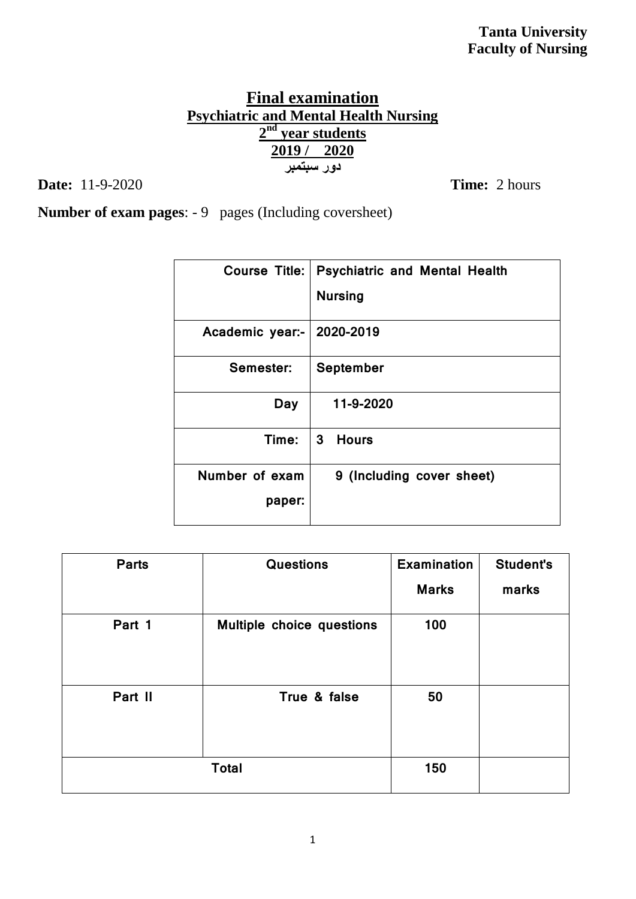**Tanta University**
**Faculty of Nursing**

# Final examination

## Psychiatric and Mental Health Nursing

**2nd year students**

**2019 / 2020**

**دور سبتمبر**

**Date:** 11-9-2020 **Time:** 2 hours

**Number of exam pages**: - 9 pages (Including coversheet)

| Course Title: | Psychiatric and Mental Health Nursing |
| --- | --- |
| Academic year:- | 2020-2019 |
| Semester: | September |
| Day | 11-9-2020 |
| Time: | 3 Hours |
| Number of exam paper: | 9 (Including cover sheet) |

| Parts | Questions | Examination Marks | Student's marks |
| --- | --- | --- | --- |
| Part 1 | Multiple choice questions | 100 | |
| Part II | True & false | 50 | |
| Total | | 150 | |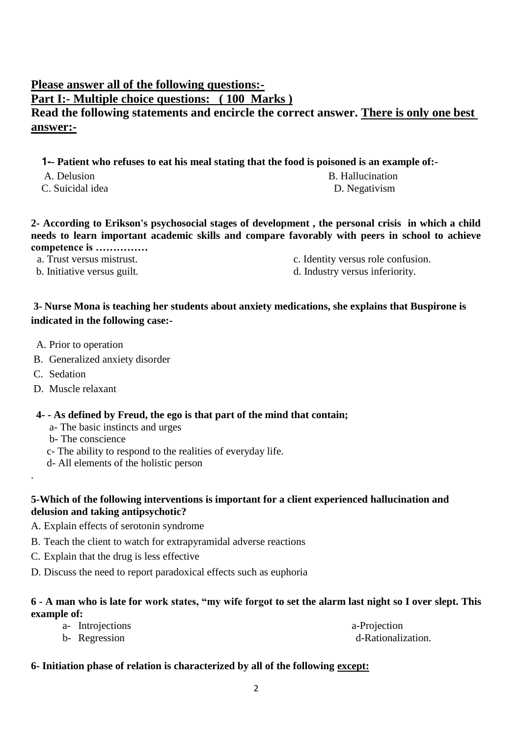**Please answer all of the following questions:-**

**Part I:- Multiple choice questions: ( 100 Marks )**

**Read the following statements and encircle the correct answer. There is only one best answer:-**

**1-- Patient who refuses to eat his meal stating that the food is poisoned is an example of:-**

A. Delusion
B. Hallucination
C. Suicidal idea
D. Negativism

**2- According to Erikson's psychosocial stages of development , the personal crisis in which a child needs to learn important academic skills and compare favorably with peers in school to achieve competence is ……………**

a. Trust versus mistrust.
b. Initiative versus guilt.
c. Identity versus role confusion.
d. Industry versus inferiority.

**3- Nurse Mona is teaching her students about anxiety medications, she explains that Buspirone is indicated in the following case:-**

A. Prior to operation
B. Generalized anxiety disorder
C. Sedation
D. Muscle relaxant

**4- - As defined by Freud, the ego is that part of the mind that contain;**

a- The basic instincts and urges
b- The conscience
c- The ability to respond to the realities of everyday life.
d- All elements of the holistic person

.

**5-Which of the following interventions is important for a client experienced hallucination and delusion and taking antipsychotic?**

A. Explain effects of serotonin syndrome
B. Teach the client to watch for extrapyramidal adverse reactions
C. Explain that the drug is less effective
D. Discuss the need to report paradoxical effects such as euphoria

**6 - A man who is late for work states, "my wife forgot to set the alarm last night so I over slept. This example of:**

a- Introjections
b- Regression
a-Projection
d-Rationalization.

**6- Initiation phase of relation is characterized by all of the following except:**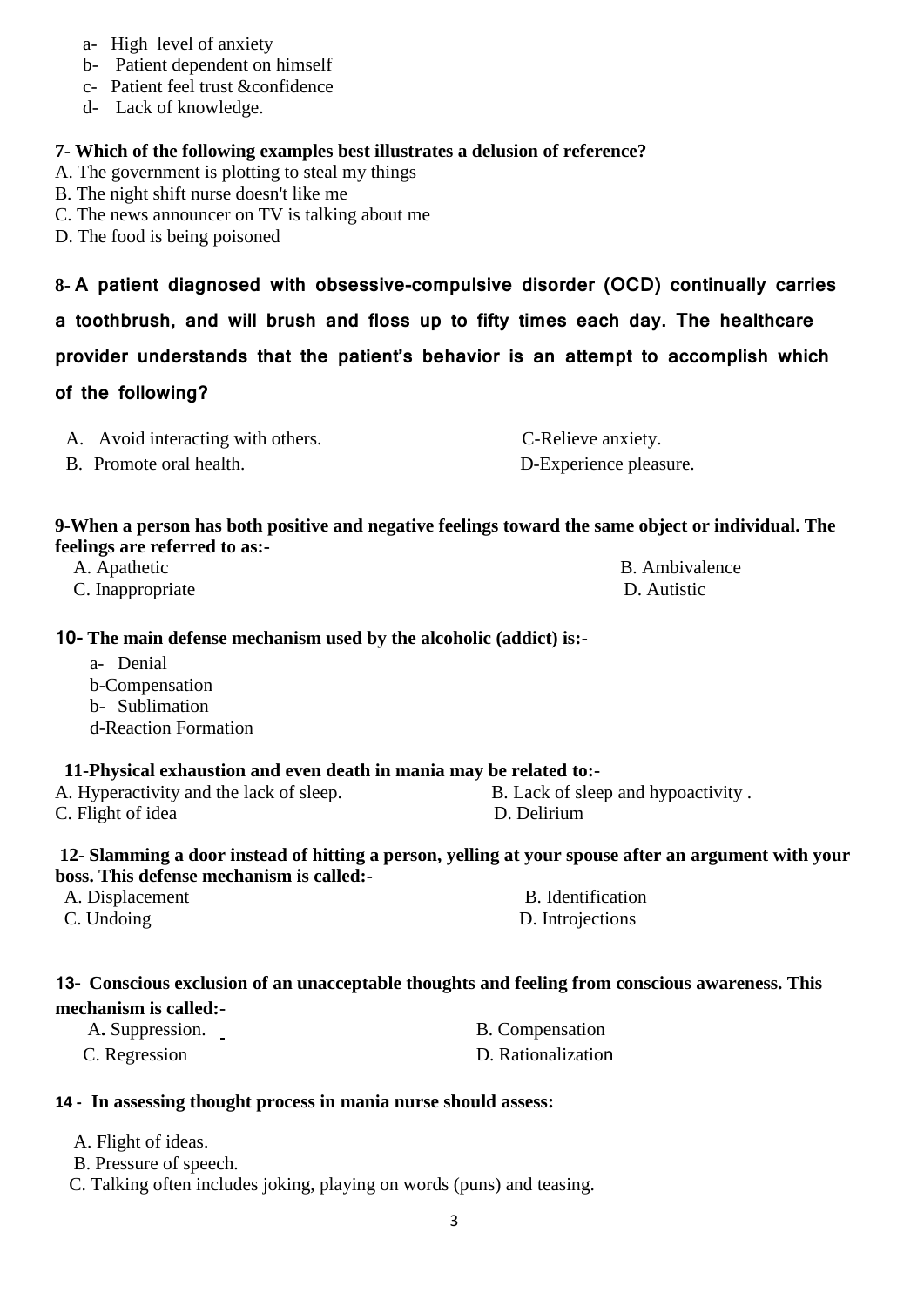a- High level of anxiety
b- Patient dependent on himself
c- Patient feel trust &confidence
d- Lack of knowledge.

**7- Which of the following examples best illustrates a delusion of reference?**

A. The government is plotting to steal my things
B. The night shift nurse doesn't like me
C. The news announcer on TV is talking about me
D. The food is being poisoned

**8- A patient diagnosed with obsessive-compulsive disorder (OCD) continually carries a toothbrush, and will brush and floss up to fifty times each day. The healthcare provider understands that the patient's behavior is an attempt to accomplish which of the following?**

A. Avoid interacting with others.
B. Promote oral health.
C-Relieve anxiety.
D-Experience pleasure.

**9-When a person has both positive and negative feelings toward the same object or individual. The feelings are referred to as:-**

A. Apathetic
B. Ambivalence
C. Inappropriate
D. Autistic

**10- The main defense mechanism used by the alcoholic (addict) is:-**

a- Denial
b-Compensation
b- Sublimation
d-Reaction Formation

**11-Physical exhaustion and even death in mania may be related to:-**

A. Hyperactivity and the lack of sleep.
B. Lack of sleep and hypoactivity .
C. Flight of idea
D. Delirium

**12- Slamming a door instead of hitting a person, yelling at your spouse after an argument with your boss. This defense mechanism is called:-**

A. Displacement
B. Identification
C. Undoing
D. Introjections

**13- Conscious exclusion of an unacceptable thoughts and feeling from conscious awareness. This mechanism is called:-**

A. Suppression.
B. Compensation
C. Regression
D. Rationalization

**14 - In assessing thought process in mania nurse should assess:**

A. Flight of ideas.
B. Pressure of speech.
C. Talking often includes joking, playing on words (puns) and teasing.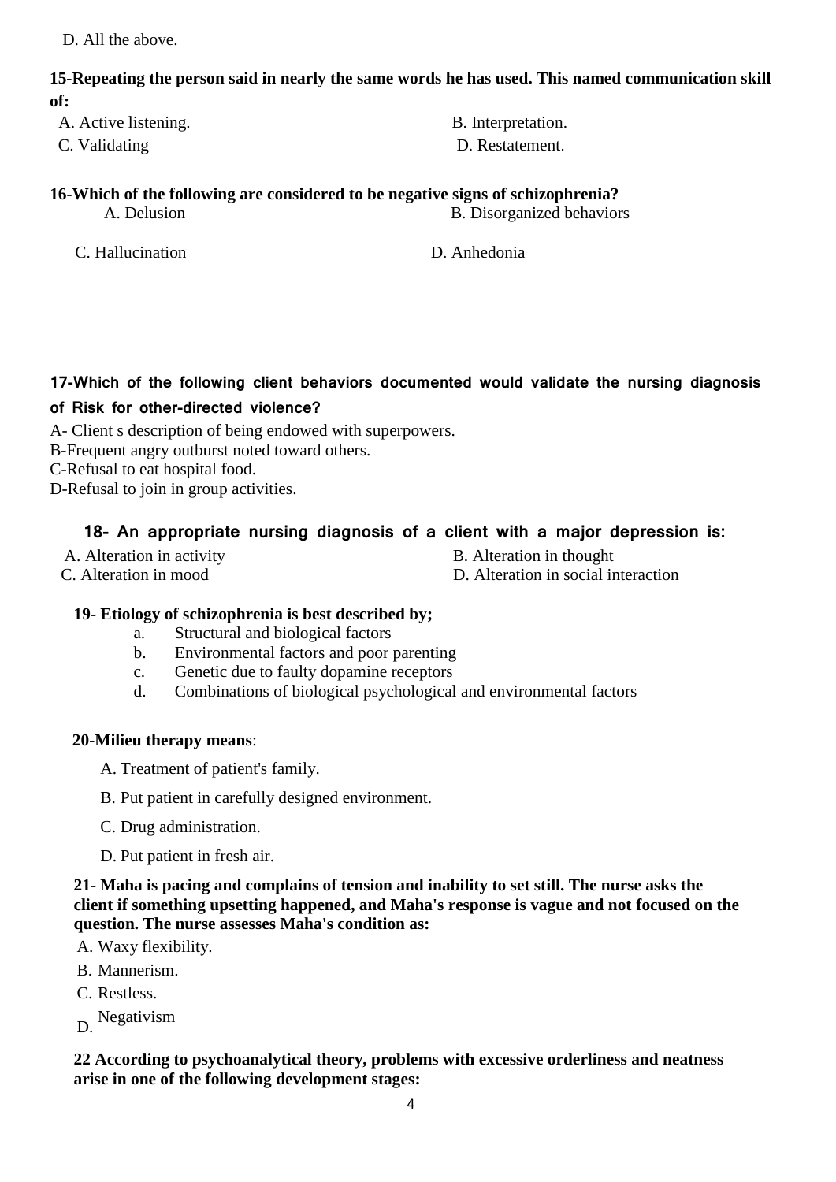D. All the above.

**15-Repeating the person said in nearly the same words he has used. This named communication skill of:**

A. Active listening.

B. Interpretation.

C. Validating

D. Restatement.

**16-Which of the following are considered to be negative signs of schizophrenia?**

A. Delusion

B. Disorganized behaviors

C. Hallucination

D. Anhedonia

**17-Which of the following client behaviors documented would validate the nursing diagnosis of Risk for other-directed violence?**

A- Client s description of being endowed with superpowers.

B-Frequent angry outburst noted toward others.

C-Refusal to eat hospital food.

D-Refusal to join in group activities.

**18- An appropriate nursing diagnosis of a client with a major depression is:**

A. Alteration in activity

B. Alteration in thought

C. Alteration in mood

D. Alteration in social interaction

**19- Etiology of schizophrenia is best described by;**

a. Structural and biological factors
b. Environmental factors and poor parenting
c. Genetic due to faulty dopamine receptors
d. Combinations of biological psychological and environmental factors

**20-Milieu therapy means**:

A. Treatment of patient's family.

B. Put patient in carefully designed environment.

C. Drug administration.

D. Put patient in fresh air.

**21- Maha is pacing and complains of tension and inability to set still. The nurse asks the client if something upsetting happened, and Maha's response is vague and not focused on the question. The nurse assesses Maha's condition as:**

A. Waxy flexibility.

B. Mannerism.

C. Restless.

D. Negativism

**22 According to psychoanalytical theory, problems with excessive orderliness and neatness arise in one of the following development stages:**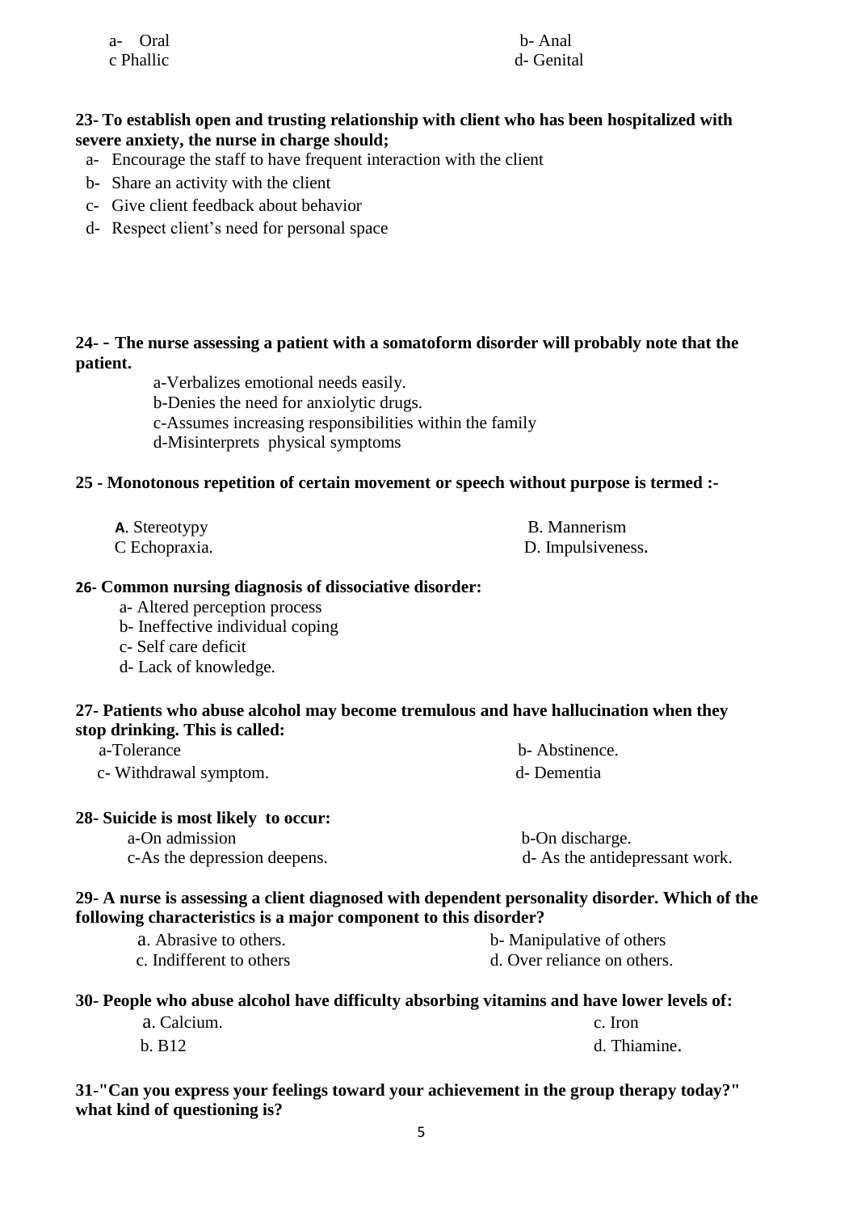a- Oral
b- Anal
c Phallic
d- Genital

**23- To establish open and trusting relationship with client who has been hospitalized with severe anxiety, the nurse in charge should;**

a- Encourage the staff to have frequent interaction with the client
b- Share an activity with the client
c- Give client feedback about behavior
d- Respect client's need for personal space

**24- - The nurse assessing a patient with a somatoform disorder will probably note that the patient.**

a-Verbalizes emotional needs easily.
b-Denies the need for anxiolytic drugs.
c-Assumes increasing responsibilities within the family
d-Misinterprets physical symptoms

**25 - Monotonous repetition of certain movement or speech without purpose is termed :-**

A. Stereotypy
B. Mannerism
C Echopraxia.
D. Impulsiveness.

**26- Common nursing diagnosis of dissociative disorder:**

a- Altered perception process
b- Ineffective individual coping
c- Self care deficit
d- Lack of knowledge.

**27- Patients who abuse alcohol may become tremulous and have hallucination when they stop drinking. This is called:**

a-Tolerance
b- Abstinence.
c- Withdrawal symptom.
d- Dementia

**28- Suicide is most likely to occur:**

a-On admission
b-On discharge.
c-As the depression deepens.
d- As the antidepressant work.

**29- A nurse is assessing a client diagnosed with dependent personality disorder. Which of the following characteristics is a major component to this disorder?**

a. Abrasive to others.
b- Manipulative of others
c. Indifferent to others
d. Over reliance on others.

**30- People who abuse alcohol have difficulty absorbing vitamins and have lower levels of:**

a. Calcium.
c. Iron
b. B12
d. Thiamine.

**31-"Can you express your feelings toward your achievement in the group therapy today?" what kind of questioning is?**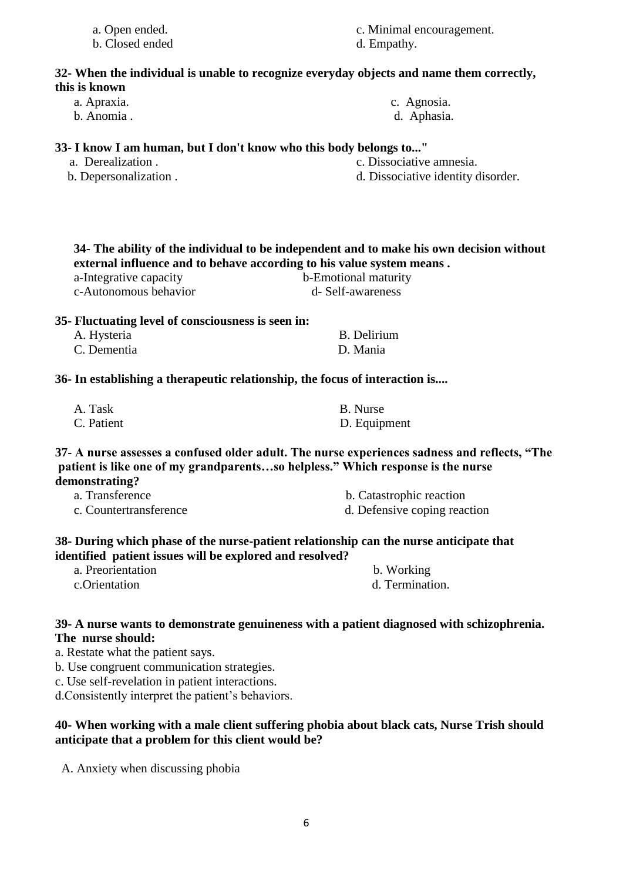a. Open ended.
b. Closed ended
c. Minimal encouragement.
d. Empathy.

**32- When the individual is unable to recognize everyday objects and name them correctly, this is known**

a. Apraxia.
b. Anomia .
c. Agnosia.
d. Aphasia.

**33- I know I am human, but I don't know who this body belongs to..."**

a. Derealization .
b. Depersonalization .
c. Dissociative amnesia.
d. Dissociative identity disorder.

**34- The ability of the individual to be independent and to make his own decision without external influence and to behave according to his value system means .**

a-Integrative capacity
b-Emotional maturity
c-Autonomous behavior
d- Self-awareness

**35- Fluctuating level of consciousness is seen in:**

A. Hysteria
B. Delirium
C. Dementia
D. Mania

**36- In establishing a therapeutic relationship, the focus of interaction is....**

A. Task
B. Nurse
C. Patient
D. Equipment

**37- A nurse assesses a confused older adult. The nurse experiences sadness and reflects, "The patient is like one of my grandparents…so helpless." Which response is the nurse demonstrating?**

a. Transference
b. Catastrophic reaction
c. Countertransference
d. Defensive coping reaction

**38- During which phase of the nurse-patient relationship can the nurse anticipate that identified patient issues will be explored and resolved?**

a. Preorientation
b. Working
c.Orientation
d. Termination.

**39- A nurse wants to demonstrate genuineness with a patient diagnosed with schizophrenia. The nurse should:**

a. Restate what the patient says.
b. Use congruent communication strategies.
c. Use self-revelation in patient interactions.
d.Consistently interpret the patient's behaviors.

**40- When working with a male client suffering phobia about black cats, Nurse Trish should anticipate that a problem for this client would be?**

A. Anxiety when discussing phobia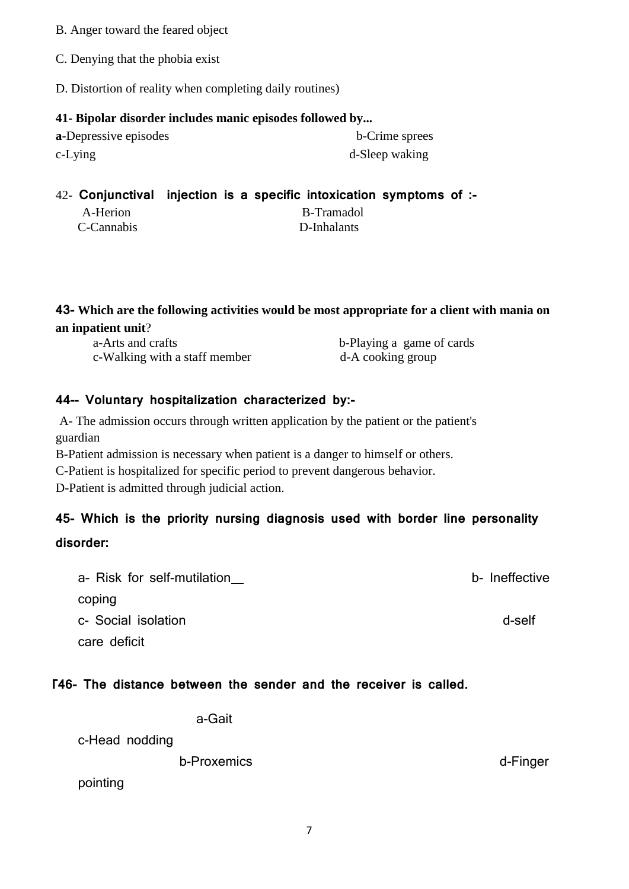B. Anger toward the feared object

C. Denying that the phobia exist

D. Distortion of reality when completing daily routines)

**41- Bipolar disorder includes manic episodes followed by...**

**a**-Depressive episodes b-Crime sprees

c-Lying d-Sleep waking

42- **Conjunctival injection is a specific intoxication symptoms of :-**

A-Herion B-Tramadol

C-Cannabis D-Inhalants

**43- Which are the following activities would be most appropriate for a client with mania on an inpatient unit**?

a-Arts and crafts b-Playing a game of cards

c-Walking with a staff member d-A cooking group

**44-- Voluntary hospitalization characterized by:-**

A- The admission occurs through written application by the patient or the patient's guardian

B-Patient admission is necessary when patient is a danger to himself or others.

C-Patient is hospitalized for specific period to prevent dangerous behavior.

D-Patient is admitted through judicial action.

**45- Which is the priority nursing diagnosis used with border line personality disorder:**

a- Risk for self-mutilation b- Ineffective coping

c- Social isolation d-self care deficit

**46- The distance between the sender and the receiver is called.**

a-Gait

c-Head nodding

b-Proxemics d-Finger pointing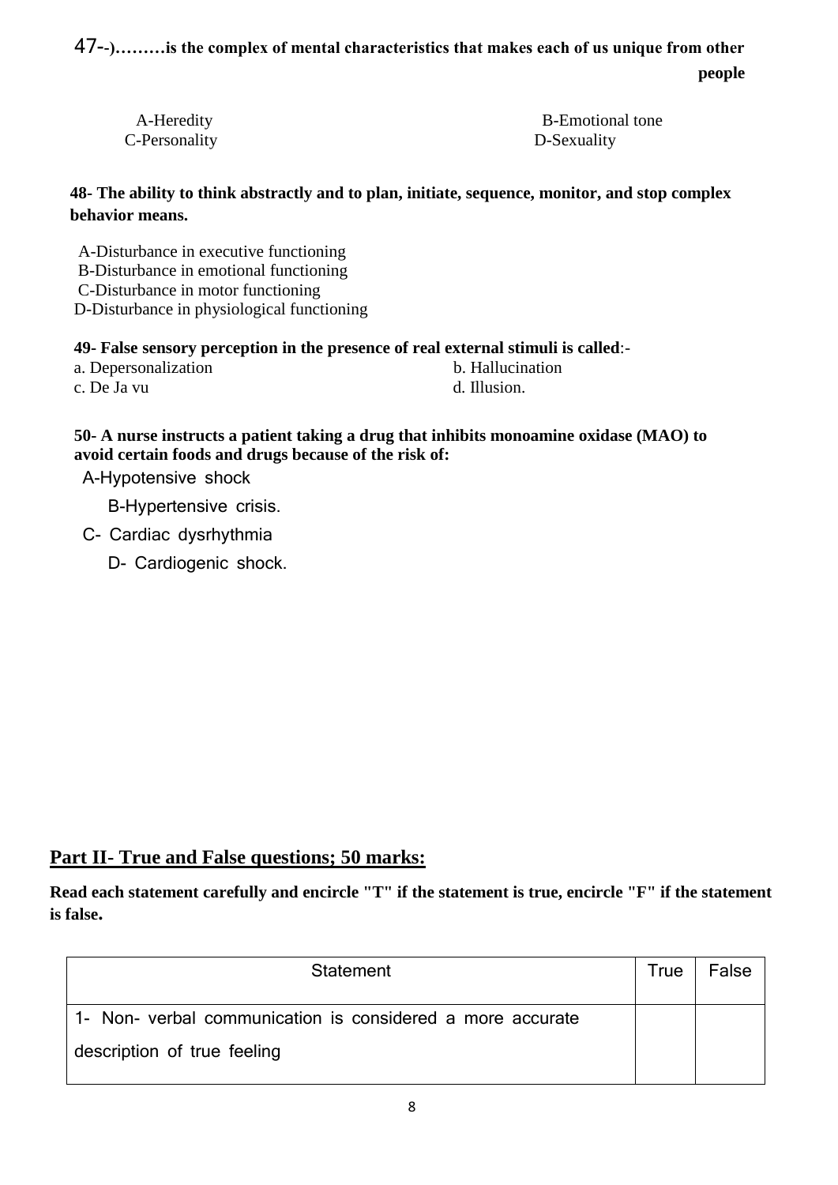47--)………**is the complex of mental characteristics that makes each of us unique from other people**

A-Heredity
B-Emotional tone
C-Personality
D-Sexuality

**48- The ability to think abstractly and to plan, initiate, sequence, monitor, and stop complex behavior means.**

A-Disturbance in executive functioning
B-Disturbance in emotional functioning
C-Disturbance in motor functioning
D-Disturbance in physiological functioning

**49- False sensory perception in the presence of real external stimuli is called**:-

a. Depersonalization
b. Hallucination
c. De Ja vu
d. Illusion.

**50- A nurse instructs a patient taking a drug that inhibits monoamine oxidase (MAO) to avoid certain foods and drugs because of the risk of:**

A-Hypotensive shock
B-Hypertensive crisis.
C- Cardiac dysrhythmia
D- Cardiogenic shock.

## Part II- True and False questions; 50 marks:

**Read each statement carefully and encircle "T" if the statement is true, encircle "F" if the statement is false.**

| Statement | True | False |
|---|---|---|
| 1- Non- verbal communication is considered a more accurate description of true feeling | | |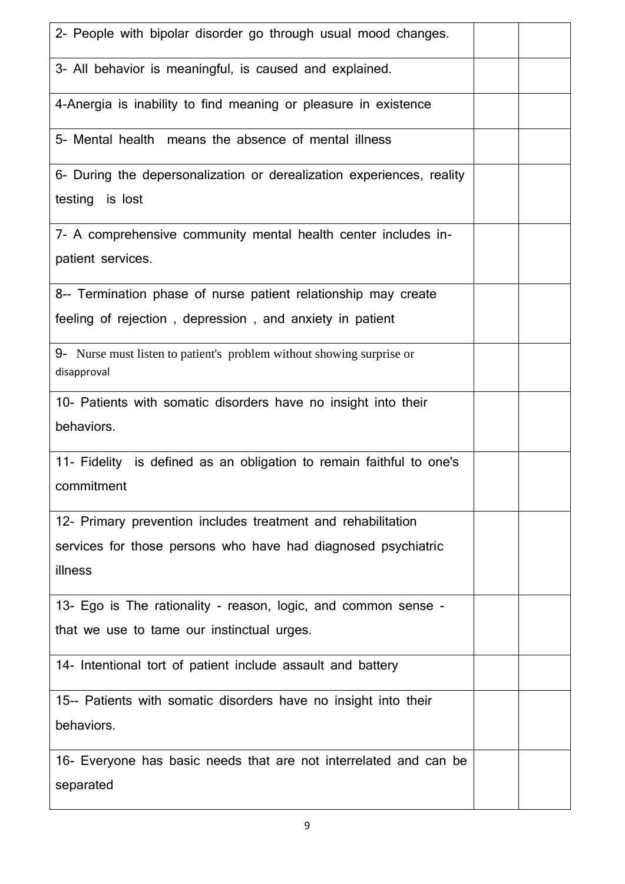| | | |
|---|---|---|
| 2- People with bipolar disorder go through usual mood changes. | | |
| 3- All behavior is meaningful, is caused and explained. | | |
| 4-Anergia is inability to find meaning or pleasure in existence | | |
| 5- Mental health means the absence of mental illness | | |
| 6- During the depersonalization or derealization experiences, reality testing is lost | | |
| 7- A comprehensive community mental health center includes in-patient services. | | |
| 8-- Termination phase of nurse patient relationship may create feeling of rejection , depression , and anxiety in patient | | |
| 9- Nurse must listen to patient's problem without showing surprise or disapproval | | |
| 10- Patients with somatic disorders have no insight into their behaviors. | | |
| 11- Fidelity is defined as an obligation to remain faithful to one's commitment | | |
| 12- Primary prevention includes treatment and rehabilitation services for those persons who have had diagnosed psychiatric illness | | |
| 13- Ego is The rationality - reason, logic, and common sense - that we use to tame our instinctual urges. | | |
| 14- Intentional tort of patient include assault and battery | | |
| 15-- Patients with somatic disorders have no insight into their behaviors. | | |
| 16- Everyone has basic needs that are not interrelated and can be separated | | |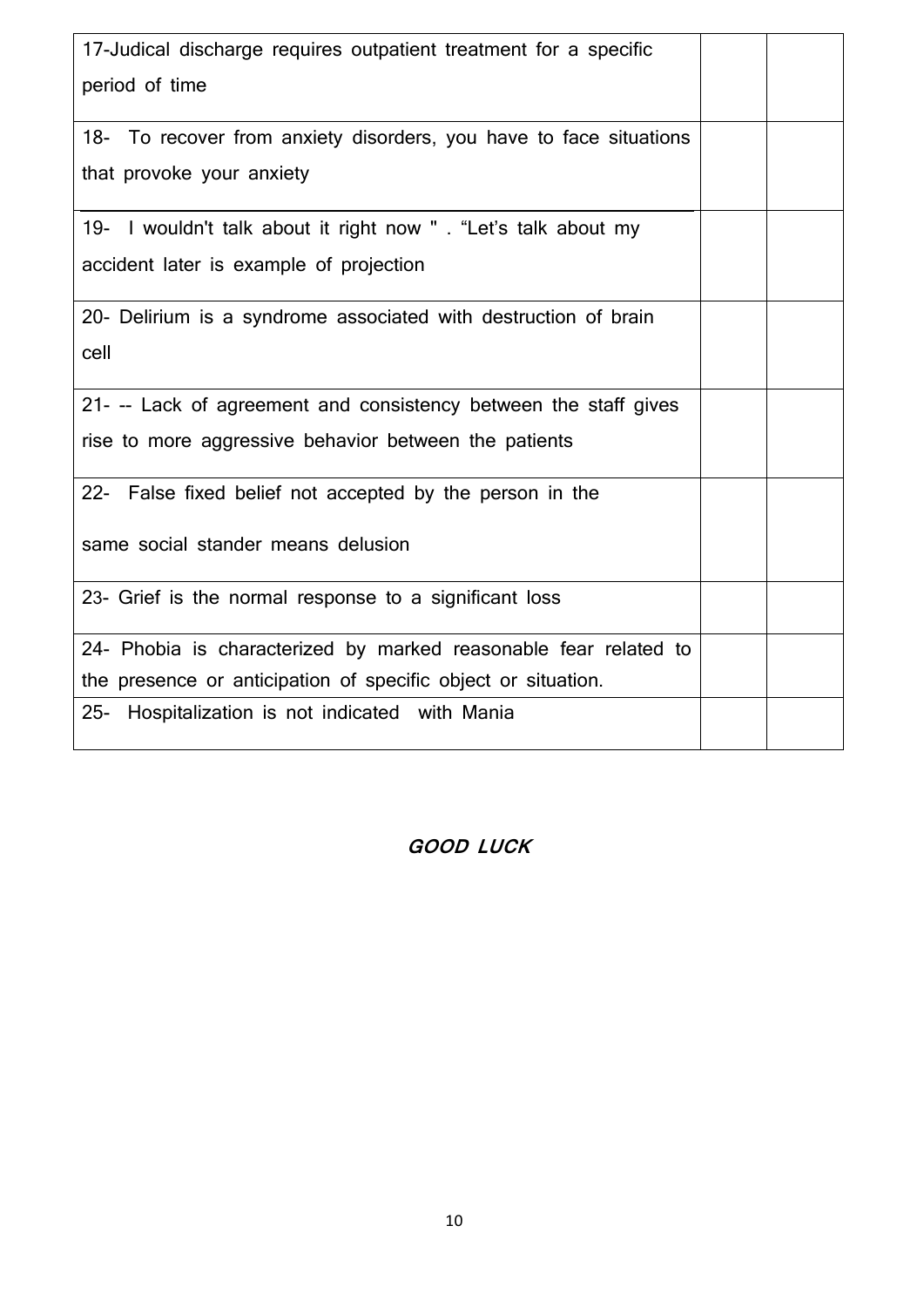| | | |
|---|---|---|
| 17-Judical discharge requires outpatient treatment for a specific period of time | | |
| 18- To recover from anxiety disorders, you have to face situations that provoke your anxiety | | |
| 19- I wouldn't talk about it right now " . "Let's talk about my accident later is example of projection | | |
| 20- Delirium is a syndrome associated with destruction of brain cell | | |
| 21- -- Lack of agreement and consistency between the staff gives rise to more aggressive behavior between the patients | | |
| 22- False fixed belief not accepted by the person in the same social stander means delusion | | |
| 23- Grief is the normal response to a significant loss | | |
| 24- Phobia is characterized by marked reasonable fear related to the presence or anticipation of specific object or situation. | | |
| 25- Hospitalization is not indicated with Mania | | |

***GOOD LUCK***